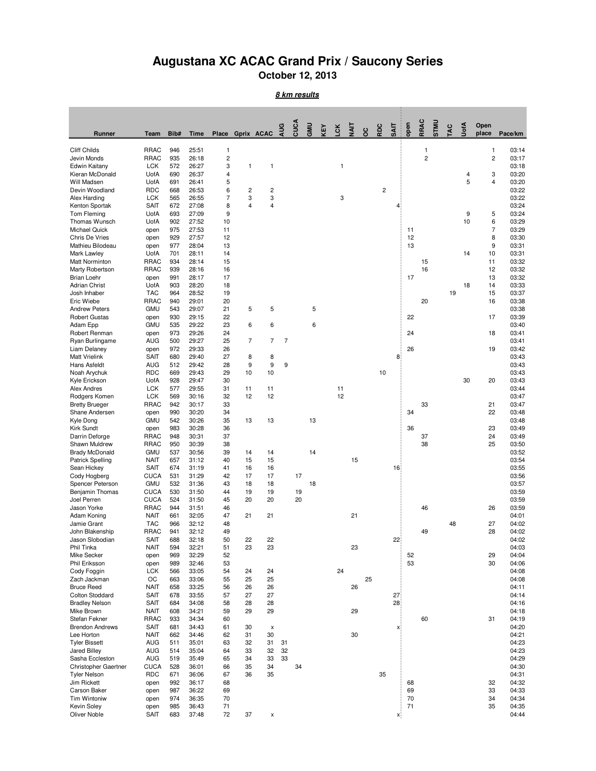# Augustana XC ACAC Grand Prix / Saucony Series

## October 12, 2013

***8 km results***

| Runner | Team | Bib# | Time | Place | Gprix | ACAC | AUG | CUCA | GMU | KEY | LCK | NAIT | OC | RDC | SAIT | open | RRAC | STMU | TAC | UofA | Open place | Pace/km |
|---|---|---|---|---|---|---|---|---|---|---|---|---|---|---|---|---|---|---|---|---|---|---|
| Cliff Childs | RRAC | 946 | 25:51 | 1 | | | | | | | | | | | | | 1 | | | | 1 | 03:14 |
| Jevin Monds | RRAC | 935 | 26:18 | 2 | | | | | | | | | | | | | 2 | | | | 2 | 03:17 |
| Edwin Kaitany | LCK | 572 | 26:27 | 3 | 1 | 1 | | | | | 1 | | | | | | | | | | | 03:18 |
| Kieran McDonald | UofA | 690 | 26:37 | 4 | | | | | | | | | | | | | | | | 4 | 3 | 03:20 |
| Will Madsen | UofA | 691 | 26:41 | 5 | | | | | | | | | | | | | | | | 5 | 4 | 03:20 |
| Devin Woodland | RDC | 668 | 26:53 | 6 | 2 | 2 | | | | | | | | 2 | | | | | | | | 03:22 |
| Alex Harding | LCK | 565 | 26:55 | 7 | 3 | 3 | | | | | 3 | | | | | | | | | | | 03:22 |
| Kenton Sportak | SAIT | 672 | 27:08 | 8 | 4 | 4 | | | | | | | | | 4 | | | | | | | 03:24 |
| Tom Fleming | UofA | 693 | 27:09 | 9 | | | | | | | | | | | | | | | | 9 | 5 | 03:24 |
| Thomas Wunsch | UofA | 902 | 27:52 | 10 | | | | | | | | | | | | | | | | 10 | 6 | 03:29 |
| Michael Quick | open | 975 | 27:53 | 11 | | | | | | | | | | | | 11 | | | | | 7 | 03:29 |
| Chris De Vries | open | 929 | 27:57 | 12 | | | | | | | | | | | | 12 | | | | | 8 | 03:30 |
| Mathieu Bilodeau | open | 977 | 28:04 | 13 | | | | | | | | | | | | 13 | | | | | 9 | 03:31 |
| Mark Lawley | UofA | 701 | 28:11 | 14 | | | | | | | | | | | | | | | | 14 | 10 | 03:31 |
| Matt Norminton | RRAC | 934 | 28:14 | 15 | | | | | | | | | | | | | 15 | | | | 11 | 03:32 |
| Marty Robertson | RRAC | 939 | 28:16 | 16 | | | | | | | | | | | | | 16 | | | | 12 | 03:32 |
| Brian Loehr | open | 991 | 28:17 | 17 | | | | | | | | | | | | 17 | | | | | 13 | 03:32 |
| Adrian Christ | UofA | 903 | 28:20 | 18 | | | | | | | | | | | | | | | | 18 | 14 | 03:33 |
| Josh Inhaber | TAC | 964 | 28:52 | 19 | | | | | | | | | | | | | | | 19 | | 15 | 03:37 |
| Eric Wiebe | RRAC | 940 | 29:01 | 20 | | | | | | | | | | | | | 20 | | | | 16 | 03:38 |
| Andrew Peters | GMU | 543 | 29:07 | 21 | 5 | 5 | | | 5 | | | | | | | | | | | | | 03:38 |
| Robert Gustas | open | 930 | 29:15 | 22 | | | | | | | | | | | | 22 | | | | | 17 | 03:39 |
| Adam Epp | GMU | 535 | 29:22 | 23 | 6 | 6 | | | 6 | | | | | | | | | | | | | 03:40 |
| Robert Renman | open | 973 | 29:26 | 24 | | | | | | | | | | | | 24 | | | | | 18 | 03:41 |
| Ryan Burlingame | AUG | 500 | 29:27 | 25 | 7 | 7 | 7 | | | | | | | | | | | | | | | 03:41 |
| Liam Delaney | open | 972 | 29:33 | 26 | | | | | | | | | | | | 26 | | | | | 19 | 03:42 |
| Matt Vrielink | SAIT | 680 | 29:40 | 27 | 8 | 8 | | | | | | | | | 8 | | | | | | | 03:43 |
| Hans Asfeldt | AUG | 512 | 29:42 | 28 | 9 | 9 | 9 | | | | | | | | | | | | | | | 03:43 |
| Noah Arychuk | RDC | 669 | 29:43 | 29 | 10 | 10 | | | | | | | | 10 | | | | | | | | 03:43 |
| Kyle Erickson | UofA | 928 | 29:47 | 30 | | | | | | | | | | | | | | | | 30 | 20 | 03:43 |
| Alex Andres | LCK | 577 | 29:55 | 31 | 11 | 11 | | | | | 11 | | | | | | | | | | | 03:44 |
| Rodgers Komen | LCK | 569 | 30:16 | 32 | 12 | 12 | | | | | 12 | | | | | | | | | | | 03:47 |
| Bretty Brueger | RRAC | 942 | 30:17 | 33 | | | | | | | | | | | | | 33 | | | | 21 | 03:47 |
| Shane Andersen | open | 990 | 30:20 | 34 | | | | | | | | | | | | 34 | | | | | 22 | 03:48 |
| Kyle Dong | GMU | 542 | 30:26 | 35 | 13 | 13 | | | 13 | | | | | | | | | | | | | 03:48 |
| Kirk Sundt | open | 983 | 30:28 | 36 | | | | | | | | | | | | 36 | | | | | 23 | 03:49 |
| Darrin Deforge | RRAC | 948 | 30:31 | 37 | | | | | | | | | | | | | 37 | | | | 24 | 03:49 |
| Shawn Muldrew | RRAC | 950 | 30:39 | 38 | | | | | | | | | | | | | 38 | | | | 25 | 03:50 |
| Brady McDonald | GMU | 537 | 30:56 | 39 | 14 | 14 | | | 14 | | | | | | | | | | | | | 03:52 |
| Patrick Spelling | NAIT | 657 | 31:12 | 40 | 15 | 15 | | | | | | 15 | | | | | | | | | | 03:54 |
| Sean Hickey | SAIT | 674 | 31:19 | 41 | 16 | 16 | | | | | | | | | 16 | | | | | | | 03:55 |
| Cody Hogberg | CUCA | 531 | 31:29 | 42 | 17 | 17 | | 17 | | | | | | | | | | | | | | 03:56 |
| Spencer Peterson | GMU | 532 | 31:36 | 43 | 18 | 18 | | | 18 | | | | | | | | | | | | | 03:57 |
| Benjamin Thomas | CUCA | 530 | 31:50 | 44 | 19 | 19 | | 19 | | | | | | | | | | | | | | 03:59 |
| Joel Perren | CUCA | 524 | 31:50 | 45 | 20 | 20 | | 20 | | | | | | | | | | | | | | 03:59 |
| Jason Yorke | RRAC | 944 | 31:51 | 46 | | | | | | | | | | | | | 46 | | | | 26 | 03:59 |
| Adam Koning | NAIT | 661 | 32:05 | 47 | 21 | 21 | | | | | | 21 | | | | | | | | | | 04:01 |
| Jamie Grant | TAC | 966 | 32:12 | 48 | | | | | | | | | | | | | | | 48 | | 27 | 04:02 |
| John Blakenship | RRAC | 941 | 32:12 | 49 | | | | | | | | | | | | | 49 | | | | 28 | 04:02 |
| Jason Slobodian | SAIT | 688 | 32:18 | 50 | 22 | 22 | | | | | | | | | 22 | | | | | | | 04:02 |
| Phil Tinka | NAIT | 594 | 32:21 | 51 | 23 | 23 | | | | | | 23 | | | | | | | | | | 04:03 |
| Mike Secker | open | 969 | 32:29 | 52 | | | | | | | | | | | | 52 | | | | | 29 | 04:04 |
| Phil Eriksson | open | 989 | 32:46 | 53 | | | | | | | | | | | | 53 | | | | | 30 | 04:06 |
| Cody Foggin | LCK | 566 | 33:05 | 54 | 24 | 24 | | | | | 24 | | | | | | | | | | | 04:08 |
| Zach Jackman | OC | 663 | 33:06 | 55 | 25 | 25 | | | | | | | 25 | | | | | | | | | 04:08 |
| Bruce Reed | NAIT | 658 | 33:25 | 56 | 26 | 26 | | | | | | 26 | | | | | | | | | | 04:11 |
| Colton Stoddard | SAIT | 678 | 33:55 | 57 | 27 | 27 | | | | | | | | | 27 | | | | | | | 04:14 |
| Bradley Nelson | SAIT | 684 | 34:08 | 58 | 28 | 28 | | | | | | | | | 28 | | | | | | | 04:16 |
| Mike Brown | NAIT | 608 | 34:21 | 59 | 29 | 29 | | | | | | 29 | | | | | | | | | | 04:18 |
| Stefan Fekner | RRAC | 933 | 34:34 | 60 | | | | | | | | | | | | | 60 | | | | 31 | 04:19 |
| Brendon Andrews | SAIT | 681 | 34:43 | 61 | 30 | x | | | | | | | | | x | | | | | | | 04:20 |
| Lee Horton | NAIT | 662 | 34:46 | 62 | 31 | 30 | | | | | | 30 | | | | | | | | | | 04:21 |
| Tyler Bissett | AUG | 511 | 35:01 | 63 | 32 | 31 | 31 | | | | | | | | | | | | | | | 04:23 |
| Jared Billey | AUG | 514 | 35:04 | 64 | 33 | 32 | 32 | | | | | | | | | | | | | | | 04:23 |
| Sasha Eccleston | AUG | 519 | 35:49 | 65 | 34 | 33 | 33 | | | | | | | | | | | | | | | 04:29 |
| Christopher Gaertner | CUCA | 528 | 36:01 | 66 | 35 | 34 | | 34 | | | | | | | | | | | | | | 04:30 |
| Tyler Nelson | RDC | 671 | 36:06 | 67 | 36 | 35 | | | | | | | | 35 | | | | | | | | 04:31 |
| Jim Rickett | open | 992 | 36:17 | 68 | | | | | | | | | | | | 68 | | | | | 32 | 04:32 |
| Carson Baker | open | 987 | 36:22 | 69 | | | | | | | | | | | | 69 | | | | | 33 | 04:33 |
| Tim Wintoniw | open | 974 | 36:35 | 70 | | | | | | | | | | | | 70 | | | | | 34 | 04:34 |
| Kevin Soley | open | 985 | 36:43 | 71 | | | | | | | | | | | | 71 | | | | | 35 | 04:35 |
| Oliver Noble | SAIT | 683 | 37:48 | 72 | 37 | x | | | | | | | | | x | | | | | | | 04:44 |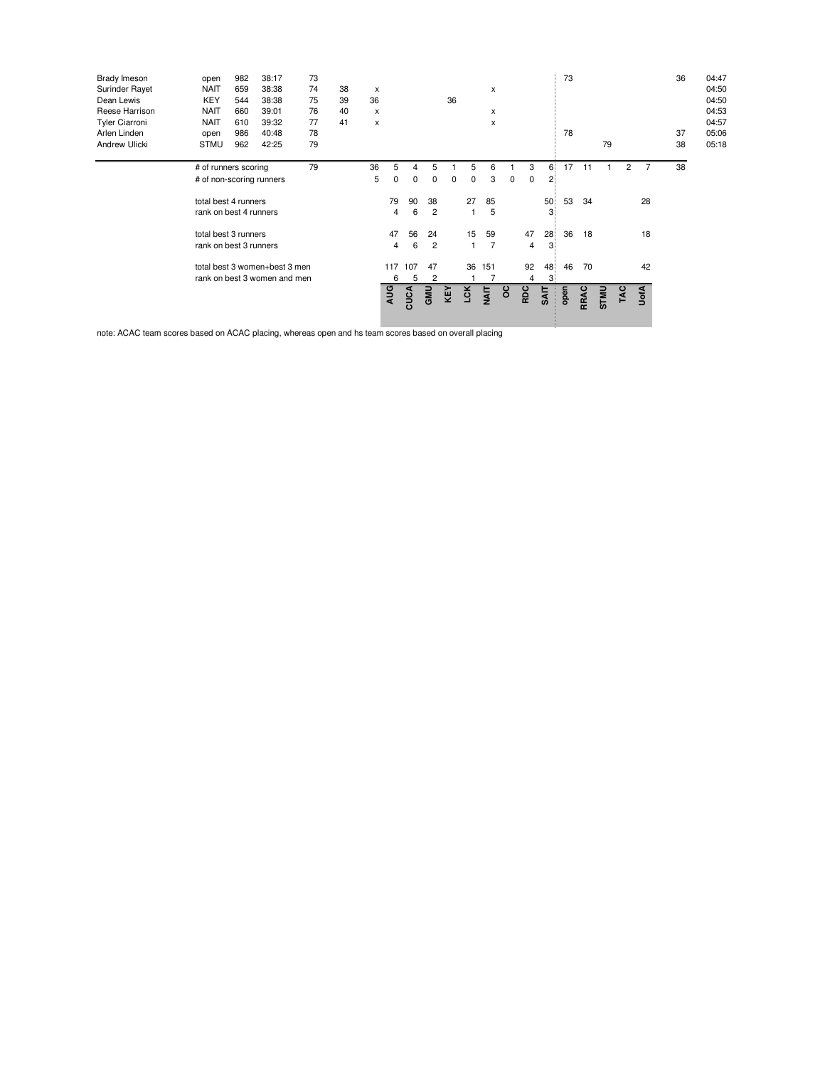| | | | | | | | | | | | | | | | | | | | | | | |
|---|---|---|---|---|---|---|---|---|---|---|---|---|---|---|---|---|---|---|---|---|---|---|
| Brady Imeson | open | 982 | 38:17 | 73 | | | | | | | | | | | | 73 | | | | | 36 | 04:47 |
| Surinder Rayet | NAIT | 659 | 38:38 | 74 | 38 | x | | | | | | x | | | | | | | | | | 04:50 |
| Dean Lewis | KEY | 544 | 38:38 | 75 | 39 | 36 | | | | 36 | | | | | | | | | | | | 04:50 |
| Reese Harrison | NAIT | 660 | 39:01 | 76 | 40 | x | | | | | | x | | | | | | | | | | 04:53 |
| Tyler Ciarroni | NAIT | 610 | 39:32 | 77 | 41 | x | | | | | | x | | | | | | | | | | 04:57 |
| Arlen Linden | open | 986 | 40:48 | 78 | | | | | | | | | | | | 78 | | | | | 37 | 05:06 |
| Andrew Ulicki | STMU | 962 | 42:25 | 79 | | | | | | | | | | | | | | 79 | | | 38 | 05:18 |
| | # of runners scoring | | | 79 | | 36 | 5 | 4 | 5 | 1 | 5 | 6 | 1 | 3 | 6 | 17 | 11 | 1 | 2 | 7 | 38 | |
| | # of non-scoring runners | | | | | 5 | 0 | 0 | 0 | 0 | 0 | 3 | 0 | 0 | 2 | | | | | | | |
| | total best 4 runners | | | | | | 79 | 90 | 38 | | 27 | 85 | | | 50 | 53 | 34 | | | 28 | | |
| | rank on best 4 runners | | | | | | 4 | 6 | 2 | | 1 | 5 | | | 3 | | | | | | | |
| | total best 3 runners | | | | | | 47 | 56 | 24 | | 15 | 59 | | 47 | 28 | 36 | 18 | | | 18 | | |
| | rank on best 3 runners | | | | | | 4 | 6 | 2 | | 1 | 7 | | 4 | 3 | | | | | | | |
| | total best 3 women+best 3 men | | | | | | 117 | 107 | 47 | | 36 | 151 | | 92 | 48 | 46 | 70 | | | 42 | | |
| | rank on best 3 women and men | | | | | | 6 | 5 | 2 | | 1 | 7 | | 4 | 3 | | | | | | | |
| | | | | | | | AUG | CUCA | GMU | KEY | LCK | NAIT | OC | RDC | SAIT | open | RRAC | STMU | TAC | UofA | | |

note: ACAC team scores based on ACAC placing, whereas open and hs team scores based on overall placing